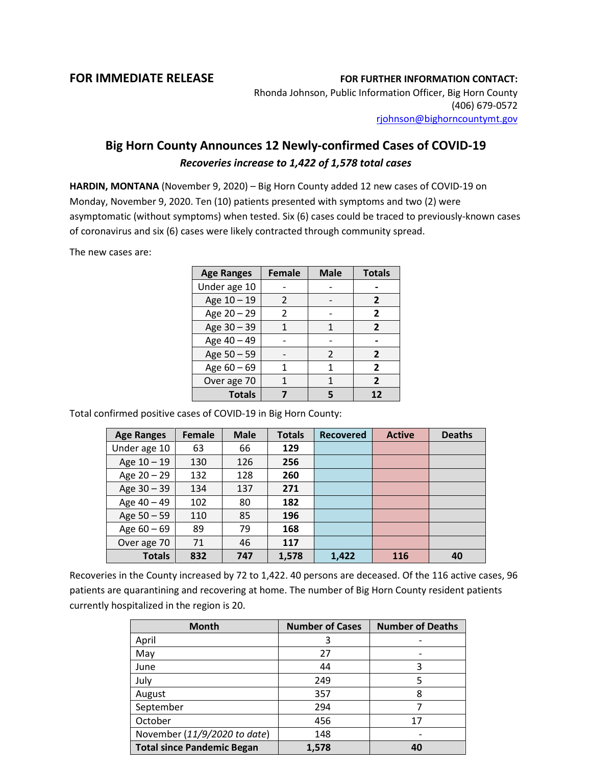**FOR IMMEDIATE RELEASE**

**FOR FURTHER INFORMATION CONTACT:**
Rhonda Johnson, Public Information Officer, Big Horn County
(406) 679-0572
rjohnson@bighorncountymt.gov

## Big Horn County Announces 12 Newly-confirmed Cases of COVID-19

***Recoveries increase to 1,422 of 1,578 total cases***

**HARDIN, MONTANA** (November 9, 2020) – Big Horn County added 12 new cases of COVID-19 on Monday, November 9, 2020. Ten (10) patients presented with symptoms and two (2) were asymptomatic (without symptoms) when tested. Six (6) cases could be traced to previously-known cases of coronavirus and six (6) cases were likely contracted through community spread.

The new cases are:

| Age Ranges | Female | Male | Totals |
|---|---|---|---|
| Under age 10 | - | - | **-** |
| Age 10 – 19 | 2 | - | **2** |
| Age 20 – 29 | 2 | - | **2** |
| Age 30 – 39 | 1 | 1 | **2** |
| Age 40 – 49 | - | - | **-** |
| Age 50 – 59 | - | 2 | **2** |
| Age 60 – 69 | 1 | 1 | **2** |
| Over age 70 | 1 | 1 | **2** |
| **Totals** | **7** | **5** | **12** |

Total confirmed positive cases of COVID-19 in Big Horn County:

| Age Ranges | Female | Male | Totals | Recovered | Active | Deaths |
|---|---|---|---|---|---|---|
| Under age 10 | 63 | 66 | **129** | | | |
| Age 10 – 19 | 130 | 126 | **256** | | | |
| Age 20 – 29 | 132 | 128 | **260** | | | |
| Age 30 – 39 | 134 | 137 | **271** | | | |
| Age 40 – 49 | 102 | 80 | **182** | | | |
| Age 50 – 59 | 110 | 85 | **196** | | | |
| Age 60 – 69 | 89 | 79 | **168** | | | |
| Over age 70 | 71 | 46 | **117** | | | |
| **Totals** | **832** | **747** | **1,578** | **1,422** | **116** | **40** |

Recoveries in the County increased by 72 to 1,422. 40 persons are deceased. Of the 116 active cases, 96 patients are quarantining and recovering at home. The number of Big Horn County resident patients currently hospitalized in the region is 20.

| Month | Number of Cases | Number of Deaths |
|---|---|---|
| April | 3 | - |
| May | 27 | - |
| June | 44 | 3 |
| July | 249 | 5 |
| August | 357 | 8 |
| September | 294 | 7 |
| October | 456 | 17 |
| November (*11/9/2020 to date*) | 148 | - |
| **Total since Pandemic Began** | **1,578** | **40** |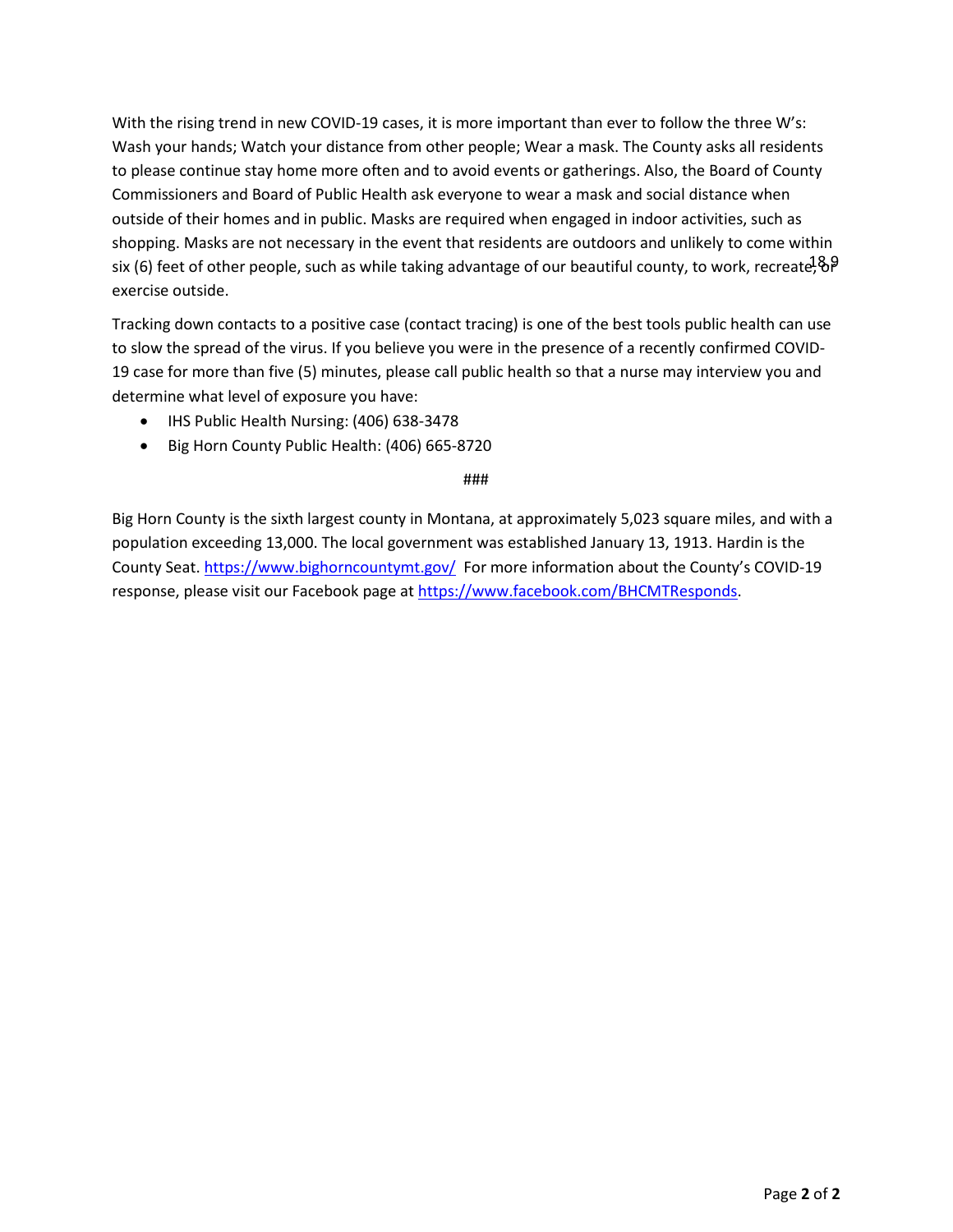With the rising trend in new COVID-19 cases, it is more important than ever to follow the three W's: Wash your hands; Watch your distance from other people; Wear a mask. The County asks all residents to please continue stay home more often and to avoid events or gatherings. Also, the Board of County Commissioners and Board of Public Health ask everyone to wear a mask and social distance when outside of their homes and in public. Masks are required when engaged in indoor activities, such as shopping. Masks are not necessary in the event that residents are outdoors and unlikely to come within six (6) feet of other people, such as while taking advantage of our beautiful county, to work, recreate, or exercise outside.

Tracking down contacts to a positive case (contact tracing) is one of the best tools public health can use to slow the spread of the virus. If you believe you were in the presence of a recently confirmed COVID-19 case for more than five (5) minutes, please call public health so that a nurse may interview you and determine what level of exposure you have:

- IHS Public Health Nursing: (406) 638-3478
- Big Horn County Public Health: (406) 665-8720

###

Big Horn County is the sixth largest county in Montana, at approximately 5,023 square miles, and with a population exceeding 13,000. The local government was established January 13, 1913. Hardin is the County Seat. https://www.bighorncountymt.gov/ For more information about the County's COVID-19 response, please visit our Facebook page at https://www.facebook.com/BHCMTResponds.